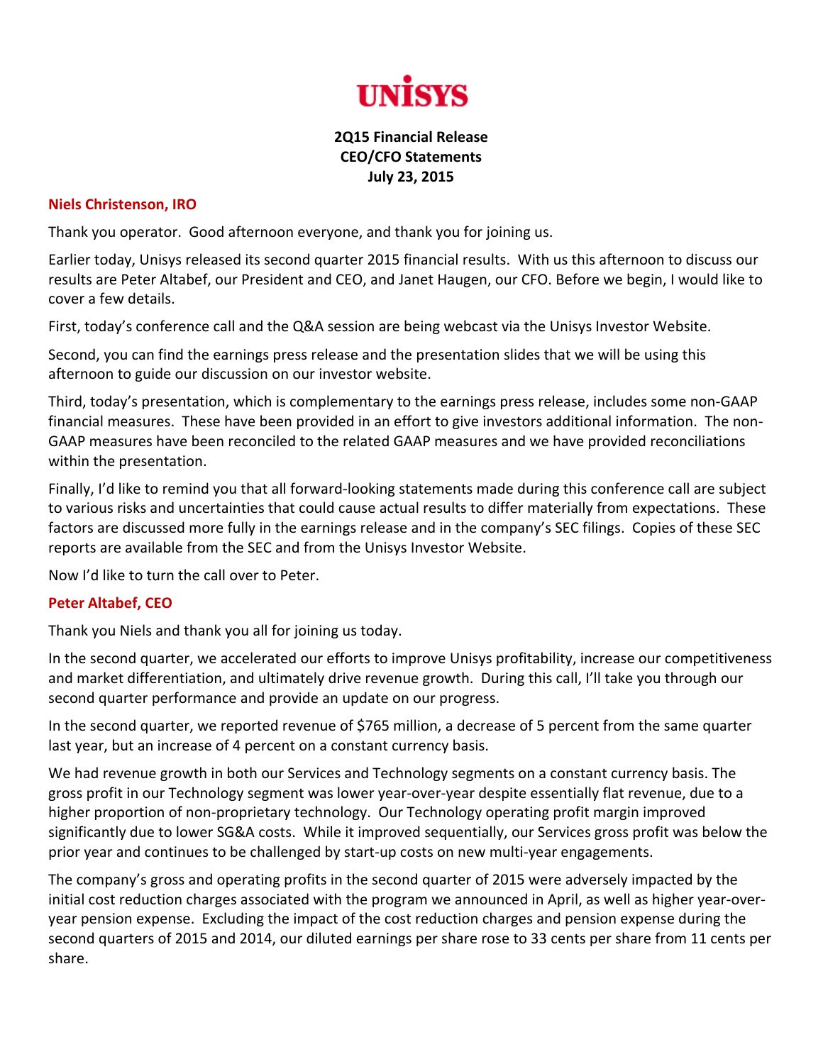# UNISYS

**2Q15 Financial Release**
**CEO/CFO Statements**
**July 23, 2015**

### Niels Christenson, IRO

Thank you operator. Good afternoon everyone, and thank you for joining us.

Earlier today, Unisys released its second quarter 2015 financial results. With us this afternoon to discuss our results are Peter Altabef, our President and CEO, and Janet Haugen, our CFO. Before we begin, I would like to cover a few details.

First, today's conference call and the Q&A session are being webcast via the Unisys Investor Website.

Second, you can find the earnings press release and the presentation slides that we will be using this afternoon to guide our discussion on our investor website.

Third, today's presentation, which is complementary to the earnings press release, includes some non-GAAP financial measures. These have been provided in an effort to give investors additional information. The non-GAAP measures have been reconciled to the related GAAP measures and we have provided reconciliations within the presentation.

Finally, I'd like to remind you that all forward-looking statements made during this conference call are subject to various risks and uncertainties that could cause actual results to differ materially from expectations. These factors are discussed more fully in the earnings release and in the company's SEC filings. Copies of these SEC reports are available from the SEC and from the Unisys Investor Website.

Now I'd like to turn the call over to Peter.

### Peter Altabef, CEO

Thank you Niels and thank you all for joining us today.

In the second quarter, we accelerated our efforts to improve Unisys profitability, increase our competitiveness and market differentiation, and ultimately drive revenue growth. During this call, I'll take you through our second quarter performance and provide an update on our progress.

In the second quarter, we reported revenue of $765 million, a decrease of 5 percent from the same quarter last year, but an increase of 4 percent on a constant currency basis.

We had revenue growth in both our Services and Technology segments on a constant currency basis. The gross profit in our Technology segment was lower year-over-year despite essentially flat revenue, due to a higher proportion of non-proprietary technology. Our Technology operating profit margin improved significantly due to lower SG&A costs. While it improved sequentially, our Services gross profit was below the prior year and continues to be challenged by start-up costs on new multi-year engagements.

The company's gross and operating profits in the second quarter of 2015 were adversely impacted by the initial cost reduction charges associated with the program we announced in April, as well as higher year-over-year pension expense. Excluding the impact of the cost reduction charges and pension expense during the second quarters of 2015 and 2014, our diluted earnings per share rose to 33 cents per share from 11 cents per share.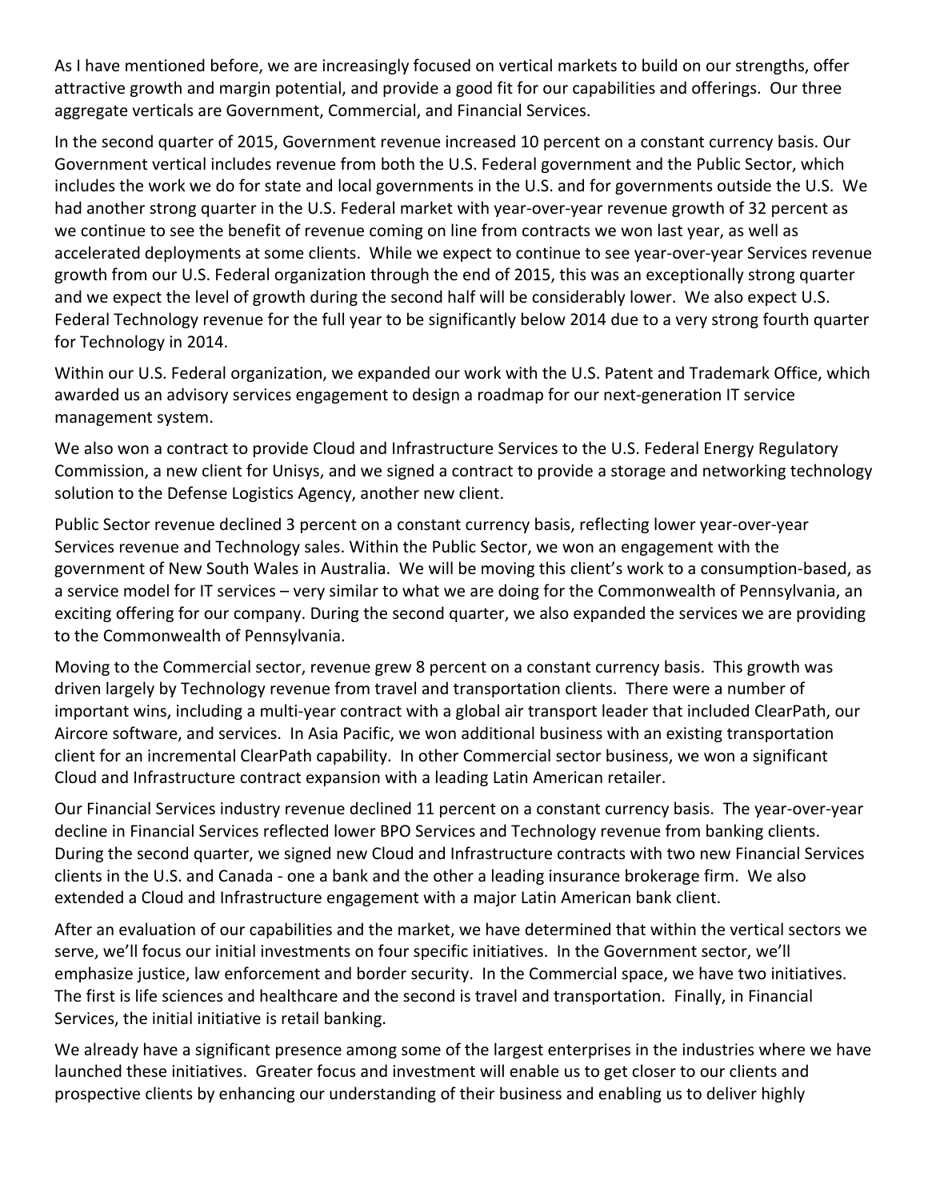As I have mentioned before, we are increasingly focused on vertical markets to build on our strengths, offer attractive growth and margin potential, and provide a good fit for our capabilities and offerings. Our three aggregate verticals are Government, Commercial, and Financial Services.

In the second quarter of 2015, Government revenue increased 10 percent on a constant currency basis. Our Government vertical includes revenue from both the U.S. Federal government and the Public Sector, which includes the work we do for state and local governments in the U.S. and for governments outside the U.S. We had another strong quarter in the U.S. Federal market with year-over-year revenue growth of 32 percent as we continue to see the benefit of revenue coming on line from contracts we won last year, as well as accelerated deployments at some clients. While we expect to continue to see year-over-year Services revenue growth from our U.S. Federal organization through the end of 2015, this was an exceptionally strong quarter and we expect the level of growth during the second half will be considerably lower. We also expect U.S. Federal Technology revenue for the full year to be significantly below 2014 due to a very strong fourth quarter for Technology in 2014.

Within our U.S. Federal organization, we expanded our work with the U.S. Patent and Trademark Office, which awarded us an advisory services engagement to design a roadmap for our next-generation IT service management system.

We also won a contract to provide Cloud and Infrastructure Services to the U.S. Federal Energy Regulatory Commission, a new client for Unisys, and we signed a contract to provide a storage and networking technology solution to the Defense Logistics Agency, another new client.

Public Sector revenue declined 3 percent on a constant currency basis, reflecting lower year-over-year Services revenue and Technology sales. Within the Public Sector, we won an engagement with the government of New South Wales in Australia. We will be moving this client's work to a consumption-based, as a service model for IT services – very similar to what we are doing for the Commonwealth of Pennsylvania, an exciting offering for our company. During the second quarter, we also expanded the services we are providing to the Commonwealth of Pennsylvania.

Moving to the Commercial sector, revenue grew 8 percent on a constant currency basis. This growth was driven largely by Technology revenue from travel and transportation clients. There were a number of important wins, including a multi-year contract with a global air transport leader that included ClearPath, our Aircore software, and services. In Asia Pacific, we won additional business with an existing transportation client for an incremental ClearPath capability. In other Commercial sector business, we won a significant Cloud and Infrastructure contract expansion with a leading Latin American retailer.

Our Financial Services industry revenue declined 11 percent on a constant currency basis. The year-over-year decline in Financial Services reflected lower BPO Services and Technology revenue from banking clients. During the second quarter, we signed new Cloud and Infrastructure contracts with two new Financial Services clients in the U.S. and Canada - one a bank and the other a leading insurance brokerage firm. We also extended a Cloud and Infrastructure engagement with a major Latin American bank client.

After an evaluation of our capabilities and the market, we have determined that within the vertical sectors we serve, we'll focus our initial investments on four specific initiatives. In the Government sector, we'll emphasize justice, law enforcement and border security. In the Commercial space, we have two initiatives. The first is life sciences and healthcare and the second is travel and transportation. Finally, in Financial Services, the initial initiative is retail banking.

We already have a significant presence among some of the largest enterprises in the industries where we have launched these initiatives. Greater focus and investment will enable us to get closer to our clients and prospective clients by enhancing our understanding of their business and enabling us to deliver highly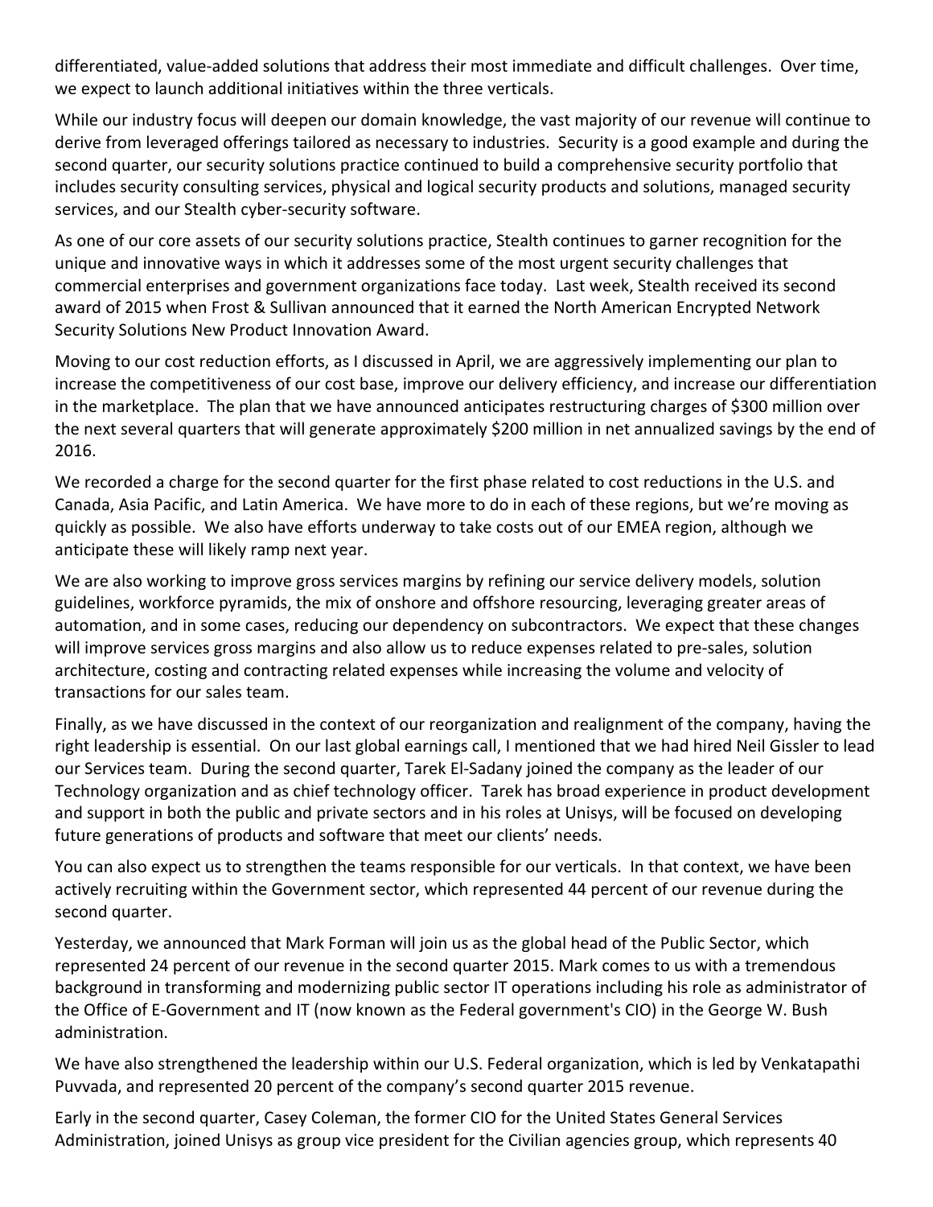differentiated, value-added solutions that address their most immediate and difficult challenges. Over time, we expect to launch additional initiatives within the three verticals.

While our industry focus will deepen our domain knowledge, the vast majority of our revenue will continue to derive from leveraged offerings tailored as necessary to industries. Security is a good example and during the second quarter, our security solutions practice continued to build a comprehensive security portfolio that includes security consulting services, physical and logical security products and solutions, managed security services, and our Stealth cyber-security software.

As one of our core assets of our security solutions practice, Stealth continues to garner recognition for the unique and innovative ways in which it addresses some of the most urgent security challenges that commercial enterprises and government organizations face today. Last week, Stealth received its second award of 2015 when Frost & Sullivan announced that it earned the North American Encrypted Network Security Solutions New Product Innovation Award.

Moving to our cost reduction efforts, as I discussed in April, we are aggressively implementing our plan to increase the competitiveness of our cost base, improve our delivery efficiency, and increase our differentiation in the marketplace. The plan that we have announced anticipates restructuring charges of $300 million over the next several quarters that will generate approximately $200 million in net annualized savings by the end of 2016.

We recorded a charge for the second quarter for the first phase related to cost reductions in the U.S. and Canada, Asia Pacific, and Latin America. We have more to do in each of these regions, but we're moving as quickly as possible. We also have efforts underway to take costs out of our EMEA region, although we anticipate these will likely ramp next year.

We are also working to improve gross services margins by refining our service delivery models, solution guidelines, workforce pyramids, the mix of onshore and offshore resourcing, leveraging greater areas of automation, and in some cases, reducing our dependency on subcontractors. We expect that these changes will improve services gross margins and also allow us to reduce expenses related to pre-sales, solution architecture, costing and contracting related expenses while increasing the volume and velocity of transactions for our sales team.

Finally, as we have discussed in the context of our reorganization and realignment of the company, having the right leadership is essential. On our last global earnings call, I mentioned that we had hired Neil Gissler to lead our Services team. During the second quarter, Tarek El-Sadany joined the company as the leader of our Technology organization and as chief technology officer. Tarek has broad experience in product development and support in both the public and private sectors and in his roles at Unisys, will be focused on developing future generations of products and software that meet our clients' needs.

You can also expect us to strengthen the teams responsible for our verticals. In that context, we have been actively recruiting within the Government sector, which represented 44 percent of our revenue during the second quarter.

Yesterday, we announced that Mark Forman will join us as the global head of the Public Sector, which represented 24 percent of our revenue in the second quarter 2015. Mark comes to us with a tremendous background in transforming and modernizing public sector IT operations including his role as administrator of the Office of E-Government and IT (now known as the Federal government's CIO) in the George W. Bush administration.

We have also strengthened the leadership within our U.S. Federal organization, which is led by Venkatapathi Puvvada, and represented 20 percent of the company's second quarter 2015 revenue.

Early in the second quarter, Casey Coleman, the former CIO for the United States General Services Administration, joined Unisys as group vice president for the Civilian agencies group, which represents 40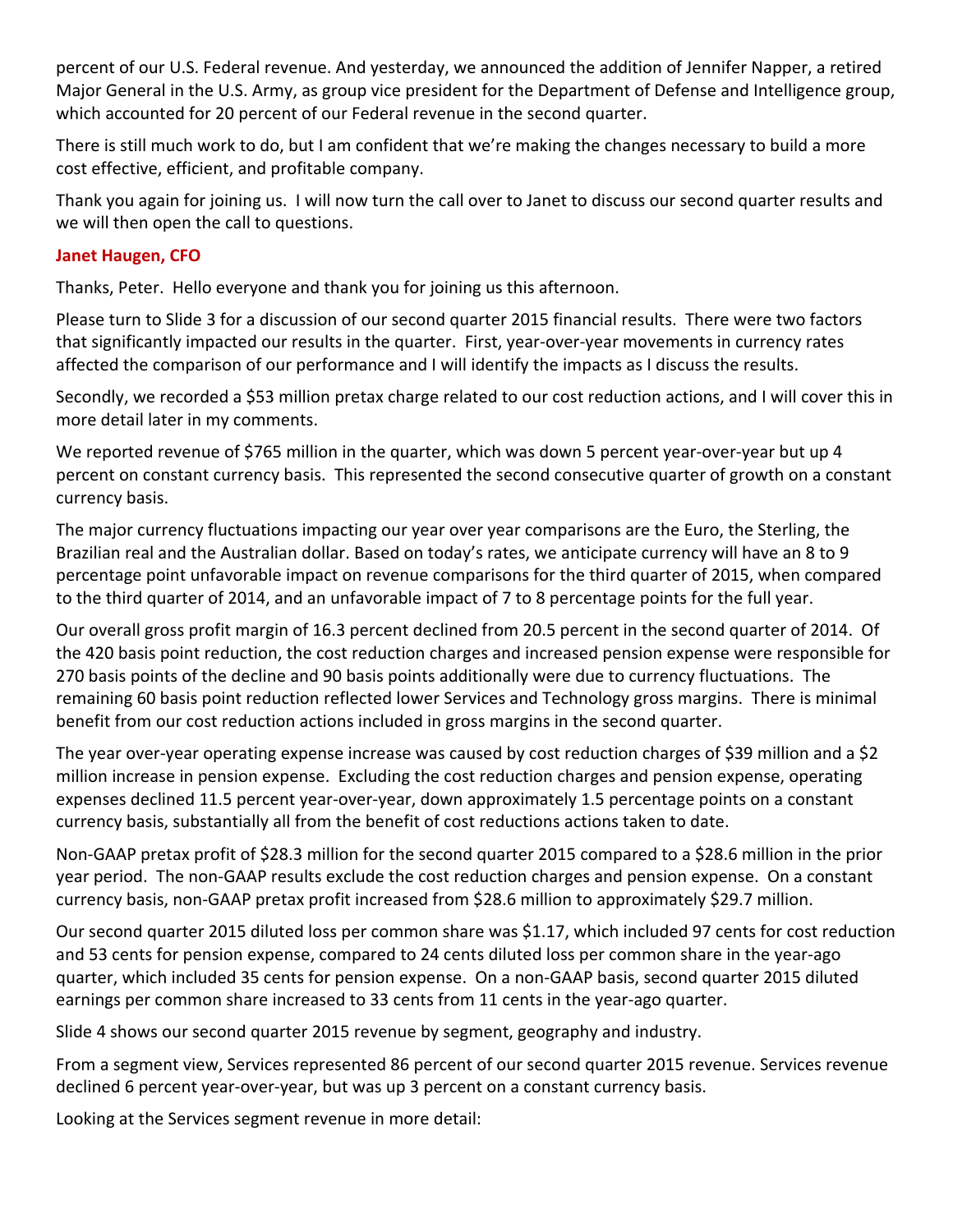percent of our U.S. Federal revenue. And yesterday, we announced the addition of Jennifer Napper, a retired Major General in the U.S. Army, as group vice president for the Department of Defense and Intelligence group, which accounted for 20 percent of our Federal revenue in the second quarter.

There is still much work to do, but I am confident that we're making the changes necessary to build a more cost effective, efficient, and profitable company.

Thank you again for joining us. I will now turn the call over to Janet to discuss our second quarter results and we will then open the call to questions.

**Janet Haugen, CFO**

Thanks, Peter. Hello everyone and thank you for joining us this afternoon.

Please turn to Slide 3 for a discussion of our second quarter 2015 financial results. There were two factors that significantly impacted our results in the quarter. First, year-over-year movements in currency rates affected the comparison of our performance and I will identify the impacts as I discuss the results.

Secondly, we recorded a $53 million pretax charge related to our cost reduction actions, and I will cover this in more detail later in my comments.

We reported revenue of $765 million in the quarter, which was down 5 percent year-over-year but up 4 percent on constant currency basis. This represented the second consecutive quarter of growth on a constant currency basis.

The major currency fluctuations impacting our year over year comparisons are the Euro, the Sterling, the Brazilian real and the Australian dollar. Based on today's rates, we anticipate currency will have an 8 to 9 percentage point unfavorable impact on revenue comparisons for the third quarter of 2015, when compared to the third quarter of 2014, and an unfavorable impact of 7 to 8 percentage points for the full year.

Our overall gross profit margin of 16.3 percent declined from 20.5 percent in the second quarter of 2014. Of the 420 basis point reduction, the cost reduction charges and increased pension expense were responsible for 270 basis points of the decline and 90 basis points additionally were due to currency fluctuations. The remaining 60 basis point reduction reflected lower Services and Technology gross margins. There is minimal benefit from our cost reduction actions included in gross margins in the second quarter.

The year over-year operating expense increase was caused by cost reduction charges of $39 million and a $2 million increase in pension expense. Excluding the cost reduction charges and pension expense, operating expenses declined 11.5 percent year-over-year, down approximately 1.5 percentage points on a constant currency basis, substantially all from the benefit of cost reductions actions taken to date.

Non-GAAP pretax profit of $28.3 million for the second quarter 2015 compared to a $28.6 million in the prior year period. The non-GAAP results exclude the cost reduction charges and pension expense. On a constant currency basis, non-GAAP pretax profit increased from $28.6 million to approximately $29.7 million.

Our second quarter 2015 diluted loss per common share was $1.17, which included 97 cents for cost reduction and 53 cents for pension expense, compared to 24 cents diluted loss per common share in the year-ago quarter, which included 35 cents for pension expense. On a non-GAAP basis, second quarter 2015 diluted earnings per common share increased to 33 cents from 11 cents in the year-ago quarter.

Slide 4 shows our second quarter 2015 revenue by segment, geography and industry.

From a segment view, Services represented 86 percent of our second quarter 2015 revenue. Services revenue declined 6 percent year-over-year, but was up 3 percent on a constant currency basis.

Looking at the Services segment revenue in more detail: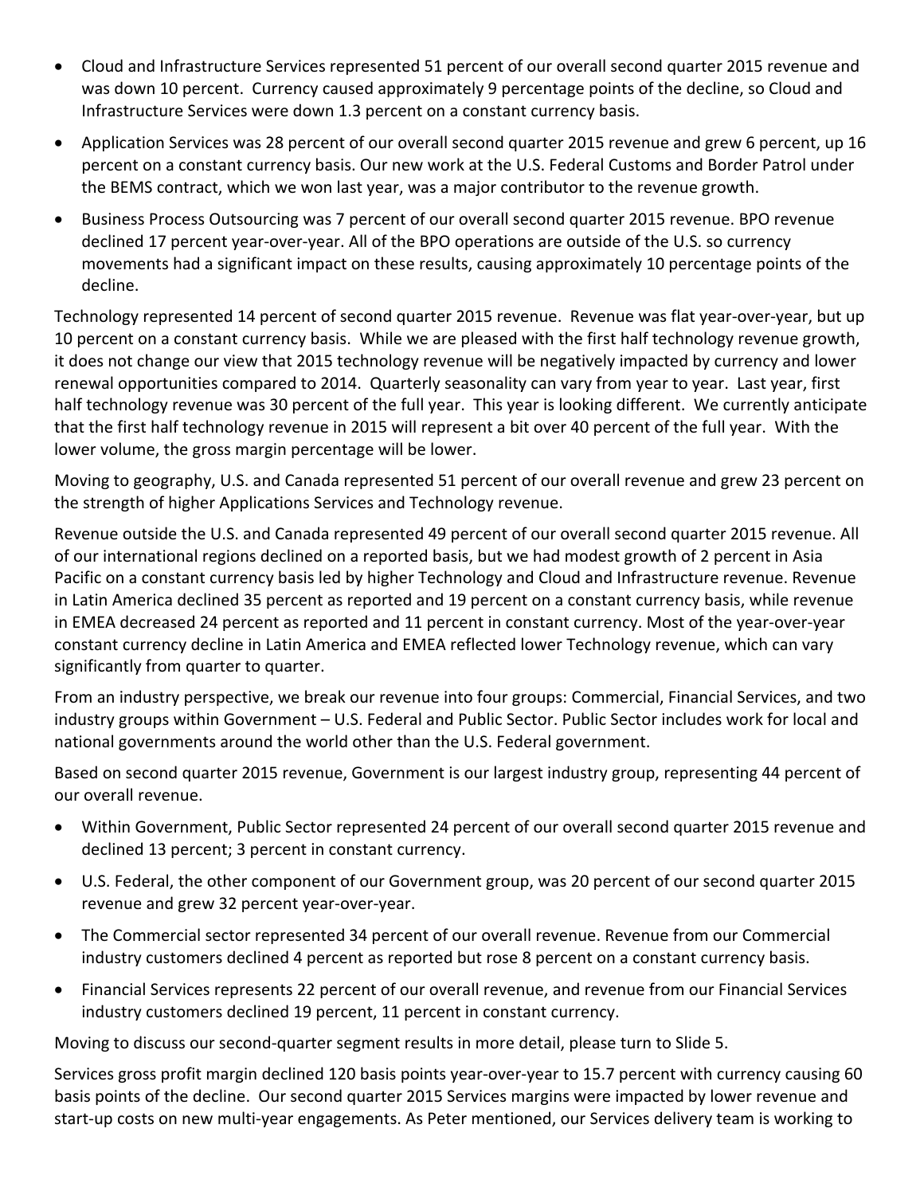- Cloud and Infrastructure Services represented 51 percent of our overall second quarter 2015 revenue and was down 10 percent. Currency caused approximately 9 percentage points of the decline, so Cloud and Infrastructure Services were down 1.3 percent on a constant currency basis.
- Application Services was 28 percent of our overall second quarter 2015 revenue and grew 6 percent, up 16 percent on a constant currency basis. Our new work at the U.S. Federal Customs and Border Patrol under the BEMS contract, which we won last year, was a major contributor to the revenue growth.
- Business Process Outsourcing was 7 percent of our overall second quarter 2015 revenue. BPO revenue declined 17 percent year-over-year. All of the BPO operations are outside of the U.S. so currency movements had a significant impact on these results, causing approximately 10 percentage points of the decline.

Technology represented 14 percent of second quarter 2015 revenue. Revenue was flat year-over-year, but up 10 percent on a constant currency basis. While we are pleased with the first half technology revenue growth, it does not change our view that 2015 technology revenue will be negatively impacted by currency and lower renewal opportunities compared to 2014. Quarterly seasonality can vary from year to year. Last year, first half technology revenue was 30 percent of the full year. This year is looking different. We currently anticipate that the first half technology revenue in 2015 will represent a bit over 40 percent of the full year. With the lower volume, the gross margin percentage will be lower.

Moving to geography, U.S. and Canada represented 51 percent of our overall revenue and grew 23 percent on the strength of higher Applications Services and Technology revenue.

Revenue outside the U.S. and Canada represented 49 percent of our overall second quarter 2015 revenue. All of our international regions declined on a reported basis, but we had modest growth of 2 percent in Asia Pacific on a constant currency basis led by higher Technology and Cloud and Infrastructure revenue. Revenue in Latin America declined 35 percent as reported and 19 percent on a constant currency basis, while revenue in EMEA decreased 24 percent as reported and 11 percent in constant currency. Most of the year-over-year constant currency decline in Latin America and EMEA reflected lower Technology revenue, which can vary significantly from quarter to quarter.

From an industry perspective, we break our revenue into four groups: Commercial, Financial Services, and two industry groups within Government – U.S. Federal and Public Sector. Public Sector includes work for local and national governments around the world other than the U.S. Federal government.

Based on second quarter 2015 revenue, Government is our largest industry group, representing 44 percent of our overall revenue.

- Within Government, Public Sector represented 24 percent of our overall second quarter 2015 revenue and declined 13 percent; 3 percent in constant currency.
- U.S. Federal, the other component of our Government group, was 20 percent of our second quarter 2015 revenue and grew 32 percent year-over-year.
- The Commercial sector represented 34 percent of our overall revenue. Revenue from our Commercial industry customers declined 4 percent as reported but rose 8 percent on a constant currency basis.
- Financial Services represents 22 percent of our overall revenue, and revenue from our Financial Services industry customers declined 19 percent, 11 percent in constant currency.

Moving to discuss our second-quarter segment results in more detail, please turn to Slide 5.

Services gross profit margin declined 120 basis points year-over-year to 15.7 percent with currency causing 60 basis points of the decline. Our second quarter 2015 Services margins were impacted by lower revenue and start-up costs on new multi-year engagements. As Peter mentioned, our Services delivery team is working to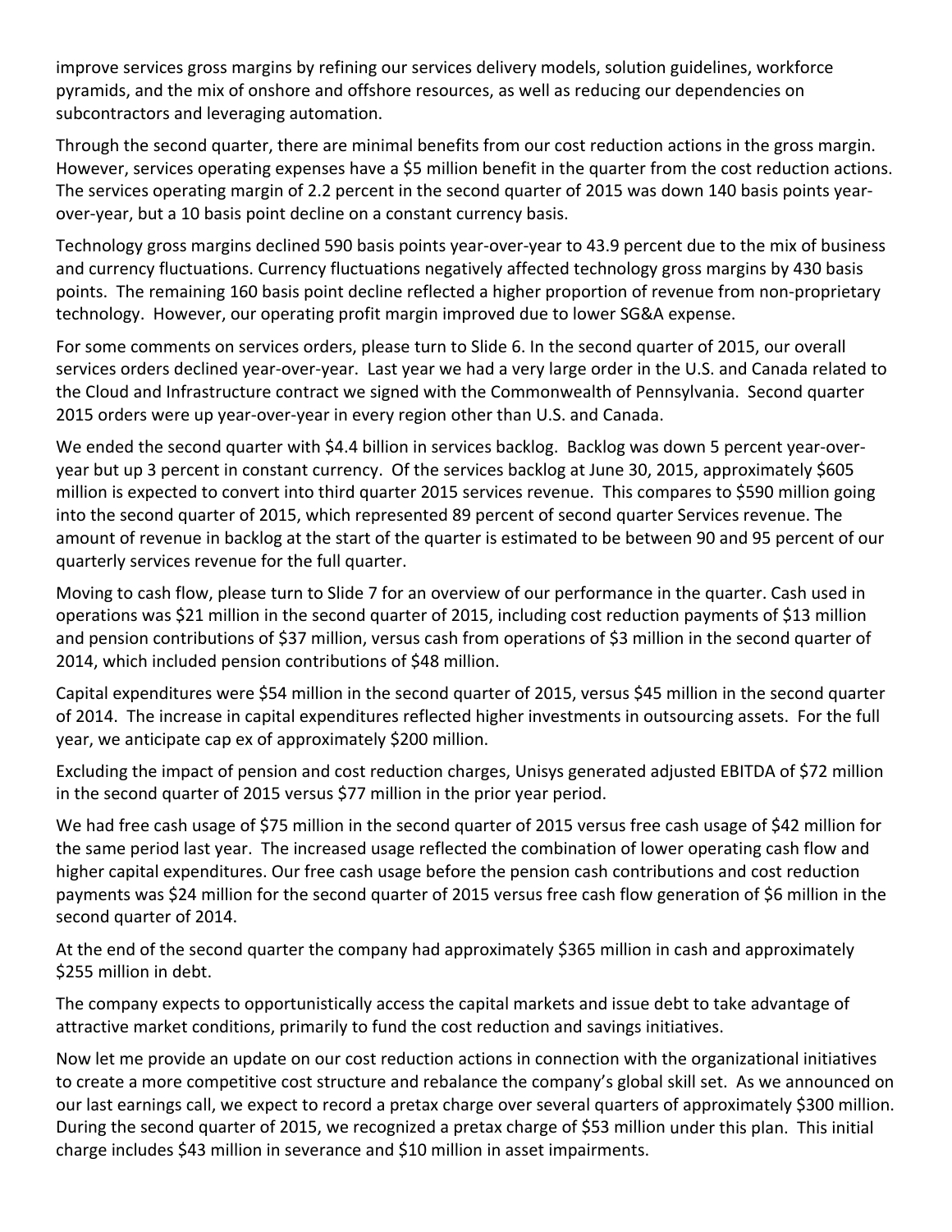improve services gross margins by refining our services delivery models, solution guidelines, workforce pyramids, and the mix of onshore and offshore resources, as well as reducing our dependencies on subcontractors and leveraging automation.

Through the second quarter, there are minimal benefits from our cost reduction actions in the gross margin. However, services operating expenses have a $5 million benefit in the quarter from the cost reduction actions. The services operating margin of 2.2 percent in the second quarter of 2015 was down 140 basis points year-over-year, but a 10 basis point decline on a constant currency basis.

Technology gross margins declined 590 basis points year-over-year to 43.9 percent due to the mix of business and currency fluctuations. Currency fluctuations negatively affected technology gross margins by 430 basis points. The remaining 160 basis point decline reflected a higher proportion of revenue from non-proprietary technology. However, our operating profit margin improved due to lower SG&A expense.

For some comments on services orders, please turn to Slide 6. In the second quarter of 2015, our overall services orders declined year-over-year. Last year we had a very large order in the U.S. and Canada related to the Cloud and Infrastructure contract we signed with the Commonwealth of Pennsylvania. Second quarter 2015 orders were up year-over-year in every region other than U.S. and Canada.

We ended the second quarter with $4.4 billion in services backlog. Backlog was down 5 percent year-over-year but up 3 percent in constant currency. Of the services backlog at June 30, 2015, approximately $605 million is expected to convert into third quarter 2015 services revenue. This compares to $590 million going into the second quarter of 2015, which represented 89 percent of second quarter Services revenue. The amount of revenue in backlog at the start of the quarter is estimated to be between 90 and 95 percent of our quarterly services revenue for the full quarter.

Moving to cash flow, please turn to Slide 7 for an overview of our performance in the quarter. Cash used in operations was $21 million in the second quarter of 2015, including cost reduction payments of $13 million and pension contributions of $37 million, versus cash from operations of $3 million in the second quarter of 2014, which included pension contributions of $48 million.

Capital expenditures were $54 million in the second quarter of 2015, versus $45 million in the second quarter of 2014. The increase in capital expenditures reflected higher investments in outsourcing assets. For the full year, we anticipate cap ex of approximately $200 million.

Excluding the impact of pension and cost reduction charges, Unisys generated adjusted EBITDA of $72 million in the second quarter of 2015 versus $77 million in the prior year period.

We had free cash usage of $75 million in the second quarter of 2015 versus free cash usage of $42 million for the same period last year. The increased usage reflected the combination of lower operating cash flow and higher capital expenditures. Our free cash usage before the pension cash contributions and cost reduction payments was $24 million for the second quarter of 2015 versus free cash flow generation of $6 million in the second quarter of 2014.

At the end of the second quarter the company had approximately $365 million in cash and approximately $255 million in debt.

The company expects to opportunistically access the capital markets and issue debt to take advantage of attractive market conditions, primarily to fund the cost reduction and savings initiatives.

Now let me provide an update on our cost reduction actions in connection with the organizational initiatives to create a more competitive cost structure and rebalance the company's global skill set. As we announced on our last earnings call, we expect to record a pretax charge over several quarters of approximately $300 million. During the second quarter of 2015, we recognized a pretax charge of $53 million under this plan. This initial charge includes $43 million in severance and $10 million in asset impairments.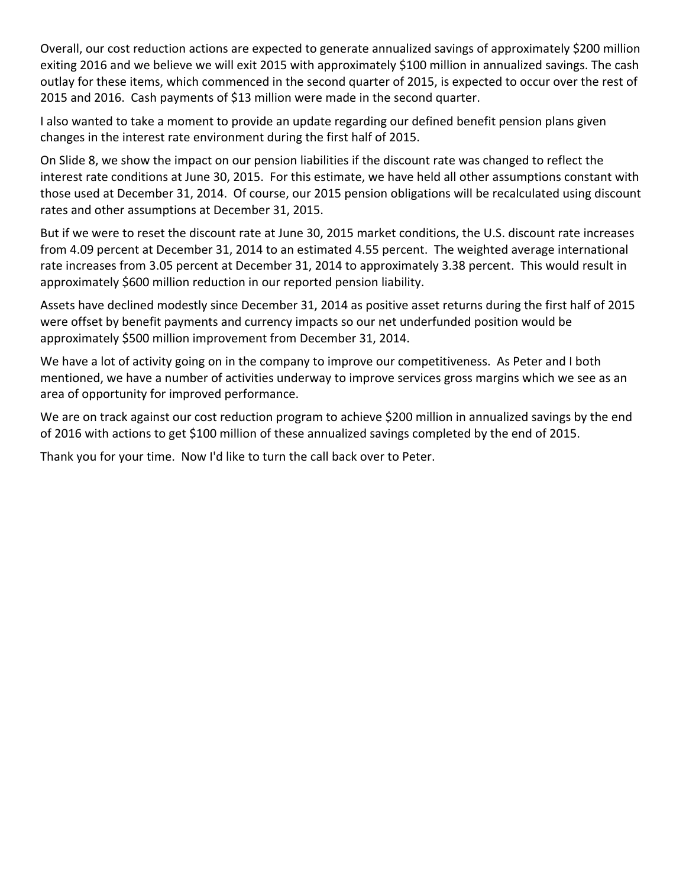Overall, our cost reduction actions are expected to generate annualized savings of approximately $200 million exiting 2016 and we believe we will exit 2015 with approximately $100 million in annualized savings. The cash outlay for these items, which commenced in the second quarter of 2015, is expected to occur over the rest of 2015 and 2016. Cash payments of $13 million were made in the second quarter.

I also wanted to take a moment to provide an update regarding our defined benefit pension plans given changes in the interest rate environment during the first half of 2015.

On Slide 8, we show the impact on our pension liabilities if the discount rate was changed to reflect the interest rate conditions at June 30, 2015. For this estimate, we have held all other assumptions constant with those used at December 31, 2014. Of course, our 2015 pension obligations will be recalculated using discount rates and other assumptions at December 31, 2015.

But if we were to reset the discount rate at June 30, 2015 market conditions, the U.S. discount rate increases from 4.09 percent at December 31, 2014 to an estimated 4.55 percent. The weighted average international rate increases from 3.05 percent at December 31, 2014 to approximately 3.38 percent. This would result in approximately $600 million reduction in our reported pension liability.

Assets have declined modestly since December 31, 2014 as positive asset returns during the first half of 2015 were offset by benefit payments and currency impacts so our net underfunded position would be approximately $500 million improvement from December 31, 2014.

We have a lot of activity going on in the company to improve our competitiveness. As Peter and I both mentioned, we have a number of activities underway to improve services gross margins which we see as an area of opportunity for improved performance.

We are on track against our cost reduction program to achieve $200 million in annualized savings by the end of 2016 with actions to get $100 million of these annualized savings completed by the end of 2015.

Thank you for your time. Now I'd like to turn the call back over to Peter.